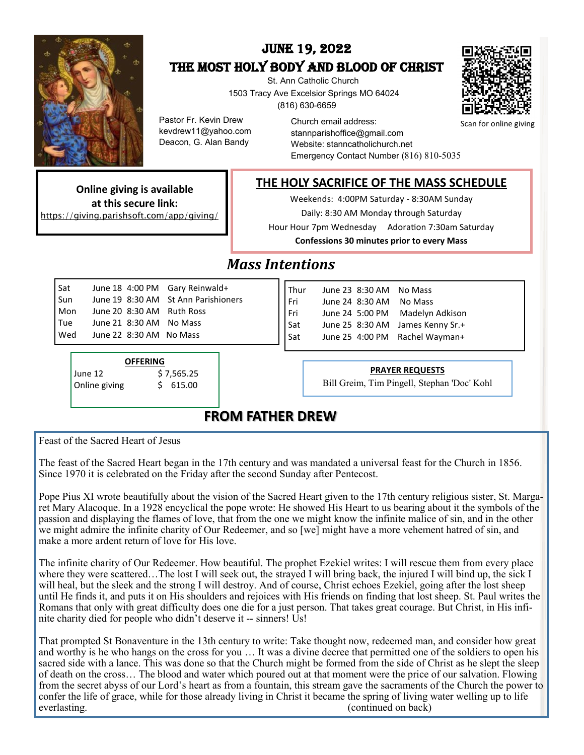# JUNE 19, 2022

# THE MOST HOLY BODY AND BLOOD OF CHRIST

St. Ann Catholic Church
1503 Tracy Ave Excelsior Springs MO 64024
(816) 630-6659

Pastor Fr. Kevin Drew
kevdrew11@yahoo.com
Deacon, G. Alan Bandy

Church email address:
stannparishoffice@gmail.com
Website: stanncatholichurch.net
Emergency Contact Number (816) 810-5035

Scan for online giving

**Online giving is available at this secure link:**
https://giving.parishsoft.com/app/giving/

## THE HOLY SACRIFICE OF THE MASS SCHEDULE

Weekends: 4:00PM Saturday - 8:30AM Sunday
Daily: 8:30 AM Monday through Saturday
Hour Hour 7pm Wednesday    Adoration 7:30am Saturday
**Confessions 30 minutes prior to every Mass**

## *Mass Intentions*

| | | | |
|---|---|---|---|
| Sat | June 18 | 4:00 PM | Gary Reinwald+ |
| Sun | June 19 | 8:30 AM | St Ann Parishioners |
| Mon | June 20 | 8:30 AM | Ruth Ross |
| Tue | June 21 | 8:30 AM | No Mass |
| Wed | June 22 | 8:30 AM | No Mass |
| Thur | June 23 | 8:30 AM | No Mass |
| Fri | June 24 | 8:30 AM | No Mass |
| Fri | June 24 | 5:00 PM | Madelyn Adkison |
| Sat | June 25 | 8:30 AM | James Kenny Sr.+ |
| Sat | June 25 | 4:00 PM | Rachel Wayman+ |

**OFFERING**

| | |
|---|---|
| June 12 | $ 7,565.25 |
| Online giving | $ 615.00 |

**PRAYER REQUESTS**

Bill Greim, Tim Pingell, Stephan 'Doc' Kohl

## FROM FATHER DREW

Feast of the Sacred Heart of Jesus

The feast of the Sacred Heart began in the 17th century and was mandated a universal feast for the Church in 1856. Since 1970 it is celebrated on the Friday after the second Sunday after Pentecost.

Pope Pius XI wrote beautifully about the vision of the Sacred Heart given to the 17th century religious sister, St. Margaret Mary Alacoque. In a 1928 encyclical the pope wrote: He showed His Heart to us bearing about it the symbols of the passion and displaying the flames of love, that from the one we might know the infinite malice of sin, and in the other we might admire the infinite charity of Our Redeemer, and so [we] might have a more vehement hatred of sin, and make a more ardent return of love for His love.

The infinite charity of Our Redeemer. How beautiful. The prophet Ezekiel writes: I will rescue them from every place where they were scattered…The lost I will seek out, the strayed I will bring back, the injured I will bind up, the sick I will heal, but the sleek and the strong I will destroy. And of course, Christ echoes Ezekiel, going after the lost sheep until He finds it, and puts it on His shoulders and rejoices with His friends on finding that lost sheep. St. Paul writes the Romans that only with great difficulty does one die for a just person. That takes great courage. But Christ, in His infinite charity died for people who didn't deserve it -- sinners! Us!

That prompted St Bonaventure in the 13th century to write: Take thought now, redeemed man, and consider how great and worthy is he who hangs on the cross for you … It was a divine decree that permitted one of the soldiers to open his sacred side with a lance. This was done so that the Church might be formed from the side of Christ as he slept the sleep of death on the cross… The blood and water which poured out at that moment were the price of our salvation. Flowing from the secret abyss of our Lord's heart as from a fountain, this stream gave the sacraments of the Church the power to confer the life of grace, while for those already living in Christ it became the spring of living water welling up to life everlasting. (continued on back)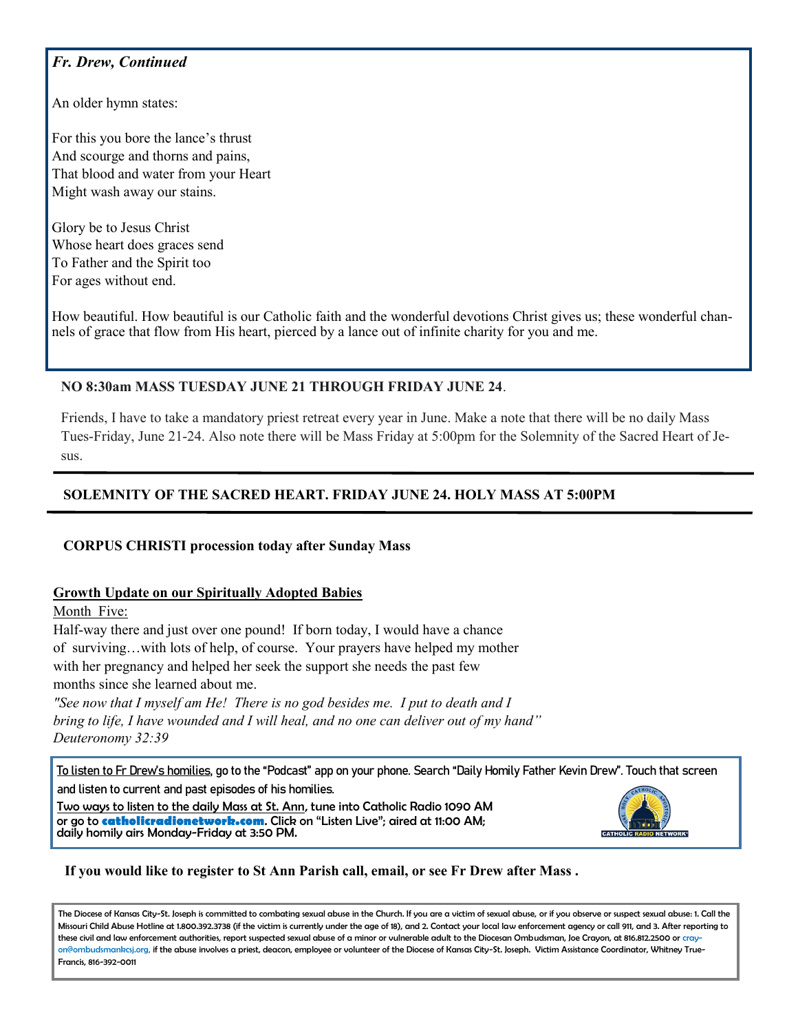*Fr. Drew, Continued*

An older hymn states:

For this you bore the lance's thrust
And scourge and thorns and pains,
That blood and water from your Heart
Might wash away our stains.

Glory be to Jesus Christ
Whose heart does graces send
To Father and the Spirit too
For ages without end.

How beautiful. How beautiful is our Catholic faith and the wonderful devotions Christ gives us; these wonderful channels of grace that flow from His heart, pierced by a lance out of infinite charity for you and me.

**NO 8:30am MASS TUESDAY JUNE 21 THROUGH FRIDAY JUNE 24**.

Friends, I have to take a mandatory priest retreat every year in June. Make a note that there will be no daily Mass Tues-Friday, June 21-24. Also note there will be Mass Friday at 5:00pm for the Solemnity of the Sacred Heart of Jesus.

**SOLEMNITY OF THE SACRED HEART. FRIDAY JUNE 24. HOLY MASS AT 5:00PM**

**CORPUS CHRISTI procession today after Sunday Mass**

**Growth Update on our Spiritually Adopted Babies**

Month Five:

Half-way there and just over one pound! If born today, I would have a chance of surviving…with lots of help, of course. Your prayers have helped my mother with her pregnancy and helped her seek the support she needs the past few months since she learned about me.

*"See now that I myself am He! There is no god besides me. I put to death and I bring to life, I have wounded and I will heal, and no one can deliver out of my hand" Deuteronomy 32:39*

To listen to Fr Drew's homilies, go to the "Podcast" app on your phone. Search "Daily Homily Father Kevin Drew". Touch that screen and listen to current and past episodes of his homilies.

Two ways to listen to the daily Mass at St. Ann, tune into Catholic Radio 1090 AM or go to **catholicradionetwork.com**. Click on "Listen Live"; aired at 11:00 AM; daily homily airs Monday-Friday at 3:50 PM.

**If you would like to register to St Ann Parish call, email, or see Fr Drew after Mass .**

The Diocese of Kansas City-St. Joseph is committed to combating sexual abuse in the Church. If you are a victim of sexual abuse, or if you observe or suspect sexual abuse: 1. Call the Missouri Child Abuse Hotline at 1.800.392.3738 (if the victim is currently under the age of 18), and 2. Contact your local law enforcement agency or call 911, and 3. After reporting to these civil and law enforcement authorities, report suspected sexual abuse of a minor or vulnerable adult to the Diocesan Ombudsman, Joe Crayon, at 816.812.2500 or crayon@ombudsmankcsj.org, if the abuse involves a priest, deacon, employee or volunteer of the Diocese of Kansas City-St. Joseph. Victim Assistance Coordinator, Whitney True-Francis, 816-392-0011